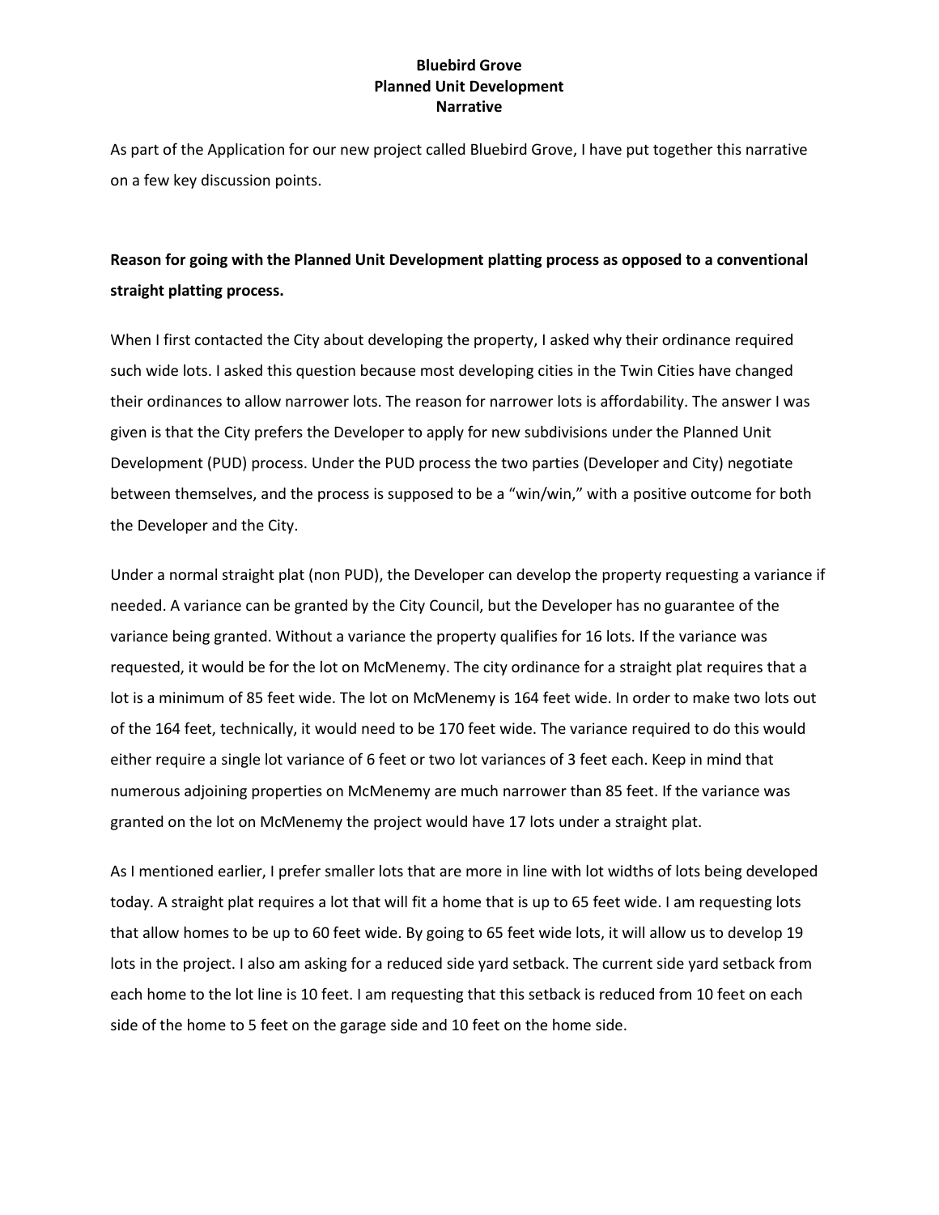**Bluebird Grove**
**Planned Unit Development**
**Narrative**

As part of the Application for our new project called Bluebird Grove, I have put together this narrative on a few key discussion points.

**Reason for going with the Planned Unit Development platting process as opposed to a conventional straight platting process.**

When I first contacted the City about developing the property, I asked why their ordinance required such wide lots. I asked this question because most developing cities in the Twin Cities have changed their ordinances to allow narrower lots. The reason for narrower lots is affordability. The answer I was given is that the City prefers the Developer to apply for new subdivisions under the Planned Unit Development (PUD) process. Under the PUD process the two parties (Developer and City) negotiate between themselves, and the process is supposed to be a "win/win," with a positive outcome for both the Developer and the City.

Under a normal straight plat (non PUD), the Developer can develop the property requesting a variance if needed. A variance can be granted by the City Council, but the Developer has no guarantee of the variance being granted. Without a variance the property qualifies for 16 lots. If the variance was requested, it would be for the lot on McMenemy. The city ordinance for a straight plat requires that a lot is a minimum of 85 feet wide. The lot on McMenemy is 164 feet wide. In order to make two lots out of the 164 feet, technically, it would need to be 170 feet wide. The variance required to do this would either require a single lot variance of 6 feet or two lot variances of 3 feet each. Keep in mind that numerous adjoining properties on McMenemy are much narrower than 85 feet. If the variance was granted on the lot on McMenemy the project would have 17 lots under a straight plat.

As I mentioned earlier, I prefer smaller lots that are more in line with lot widths of lots being developed today. A straight plat requires a lot that will fit a home that is up to 65 feet wide. I am requesting lots that allow homes to be up to 60 feet wide. By going to 65 feet wide lots, it will allow us to develop 19 lots in the project. I also am asking for a reduced side yard setback. The current side yard setback from each home to the lot line is 10 feet. I am requesting that this setback is reduced from 10 feet on each side of the home to 5 feet on the garage side and 10 feet on the home side.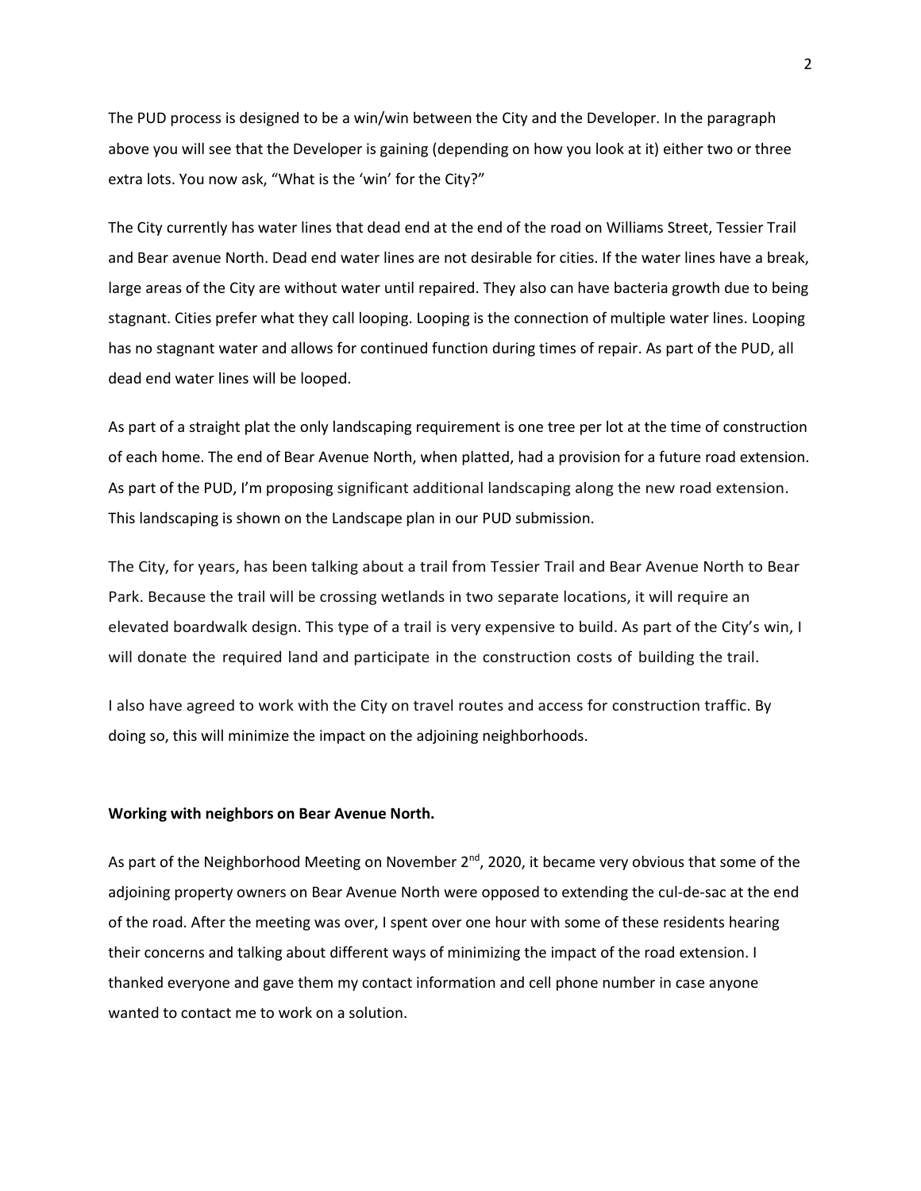The PUD process is designed to be a win/win between the City and the Developer. In the paragraph above you will see that the Developer is gaining (depending on how you look at it) either two or three extra lots. You now ask, "What is the 'win' for the City?"

The City currently has water lines that dead end at the end of the road on Williams Street, Tessier Trail and Bear avenue North. Dead end water lines are not desirable for cities. If the water lines have a break, large areas of the City are without water until repaired. They also can have bacteria growth due to being stagnant. Cities prefer what they call looping. Looping is the connection of multiple water lines. Looping has no stagnant water and allows for continued function during times of repair. As part of the PUD, all dead end water lines will be looped.

As part of a straight plat the only landscaping requirement is one tree per lot at the time of construction of each home. The end of Bear Avenue North, when platted, had a provision for a future road extension. As part of the PUD, I'm proposing significant additional landscaping along the new road extension. This landscaping is shown on the Landscape plan in our PUD submission.

The City, for years, has been talking about a trail from Tessier Trail and Bear Avenue North to Bear Park. Because the trail will be crossing wetlands in two separate locations, it will require an elevated boardwalk design. This type of a trail is very expensive to build. As part of the City's win, I will donate the required land and participate in the construction costs of building the trail.

I also have agreed to work with the City on travel routes and access for construction traffic. By doing so, this will minimize the impact on the adjoining neighborhoods.

**Working with neighbors on Bear Avenue North.**

As part of the Neighborhood Meeting on November 2nd, 2020, it became very obvious that some of the adjoining property owners on Bear Avenue North were opposed to extending the cul-de-sac at the end of the road. After the meeting was over, I spent over one hour with some of these residents hearing their concerns and talking about different ways of minimizing the impact of the road extension. I thanked everyone and gave them my contact information and cell phone number in case anyone wanted to contact me to work on a solution.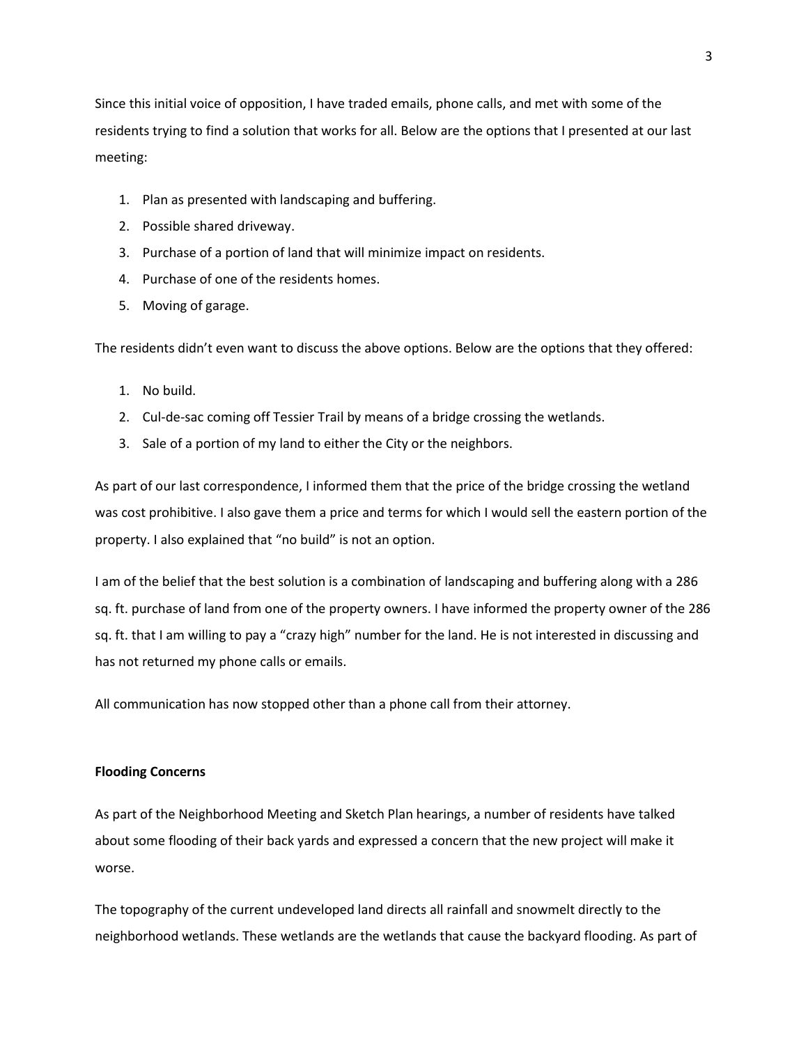Since this initial voice of opposition, I have traded emails, phone calls, and met with some of the residents trying to find a solution that works for all. Below are the options that I presented at our last meeting:

1. Plan as presented with landscaping and buffering.
2. Possible shared driveway.
3. Purchase of a portion of land that will minimize impact on residents.
4. Purchase of one of the residents homes.
5. Moving of garage.

The residents didn't even want to discuss the above options. Below are the options that they offered:

1. No build.
2. Cul-de-sac coming off Tessier Trail by means of a bridge crossing the wetlands.
3. Sale of a portion of my land to either the City or the neighbors.

As part of our last correspondence, I informed them that the price of the bridge crossing the wetland was cost prohibitive. I also gave them a price and terms for which I would sell the eastern portion of the property. I also explained that "no build" is not an option.

I am of the belief that the best solution is a combination of landscaping and buffering along with a 286 sq. ft. purchase of land from one of the property owners. I have informed the property owner of the 286 sq. ft. that I am willing to pay a "crazy high" number for the land. He is not interested in discussing and has not returned my phone calls or emails.

All communication has now stopped other than a phone call from their attorney.

**Flooding Concerns**

As part of the Neighborhood Meeting and Sketch Plan hearings, a number of residents have talked about some flooding of their back yards and expressed a concern that the new project will make it worse.

The topography of the current undeveloped land directs all rainfall and snowmelt directly to the neighborhood wetlands. These wetlands are the wetlands that cause the backyard flooding. As part of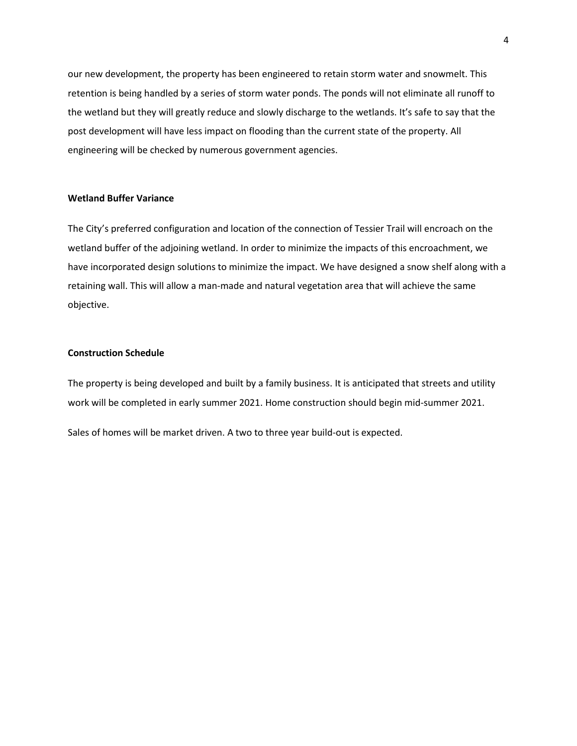our new development, the property has been engineered to retain storm water and snowmelt. This retention is being handled by a series of storm water ponds. The ponds will not eliminate all runoff to the wetland but they will greatly reduce and slowly discharge to the wetlands. It's safe to say that the post development will have less impact on flooding than the current state of the property. All engineering will be checked by numerous government agencies.

**Wetland Buffer Variance**

The City's preferred configuration and location of the connection of Tessier Trail will encroach on the wetland buffer of the adjoining wetland. In order to minimize the impacts of this encroachment, we have incorporated design solutions to minimize the impact. We have designed a snow shelf along with a retaining wall. This will allow a man-made and natural vegetation area that will achieve the same objective.

**Construction Schedule**

The property is being developed and built by a family business. It is anticipated that streets and utility work will be completed in early summer 2021. Home construction should begin mid-summer 2021.

Sales of homes will be market driven. A two to three year build-out is expected.